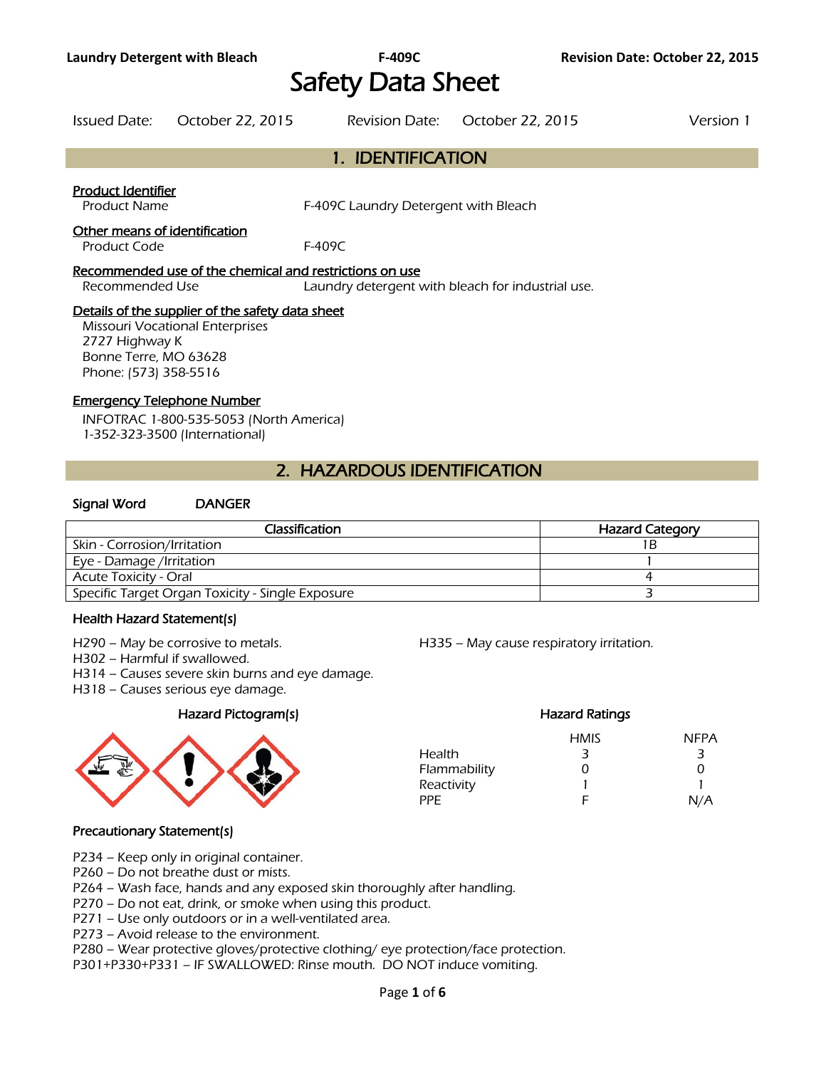# Safety Data Sheet

Issued Date: October 22, 2015    Revision Date: October 22, 2015    Version 1

## 1. IDENTIFICATION

**Product Identifier**

Product Name    F-409C Laundry Detergent with Bleach

**Other means of identification**

Product Code    F-409C

**Recommended use of the chemical and restrictions on use**

Recommended Use    Laundry detergent with bleach for industrial use.

**Details of the supplier of the safety data sheet**

Missouri Vocational Enterprises
2727 Highway K
Bonne Terre, MO 63628
Phone: (573) 358-5516

**Emergency Telephone Number**

INFOTRAC 1-800-535-5053 (North America)
1-352-323-3500 (International)

## 2. HAZARDOUS IDENTIFICATION

**Signal Word** DANGER

| Classification | Hazard Category |
|---|---|
| Skin - Corrosion/Irritation | 1B |
| Eye - Damage /Irritation | 1 |
| Acute Toxicity - Oral | 4 |
| Specific Target Organ Toxicity - Single Exposure | 3 |

### Health Hazard Statement(s)

H290 – May be corrosive to metals.
H302 – Harmful if swallowed.
H314 – Causes severe skin burns and eye damage.
H318 – Causes serious eye damage.
H335 – May cause respiratory irritation.

### Hazard Pictogram(s)

### Hazard Ratings

| | HMIS | NFPA |
|---|---|---|
| Health | 3 | 3 |
| Flammability | 0 | 0 |
| Reactivity | 1 | 1 |
| PPE | F | N/A |

### Precautionary Statement(s)

P234 – Keep only in original container.
P260 – Do not breathe dust or mists.
P264 – Wash face, hands and any exposed skin thoroughly after handling.
P270 – Do not eat, drink, or smoke when using this product.
P271 – Use only outdoors or in a well-ventilated area.
P273 – Avoid release to the environment.
P280 – Wear protective gloves/protective clothing/ eye protection/face protection.
P301+P330+P331 – IF SWALLOWED: Rinse mouth. DO NOT induce vomiting.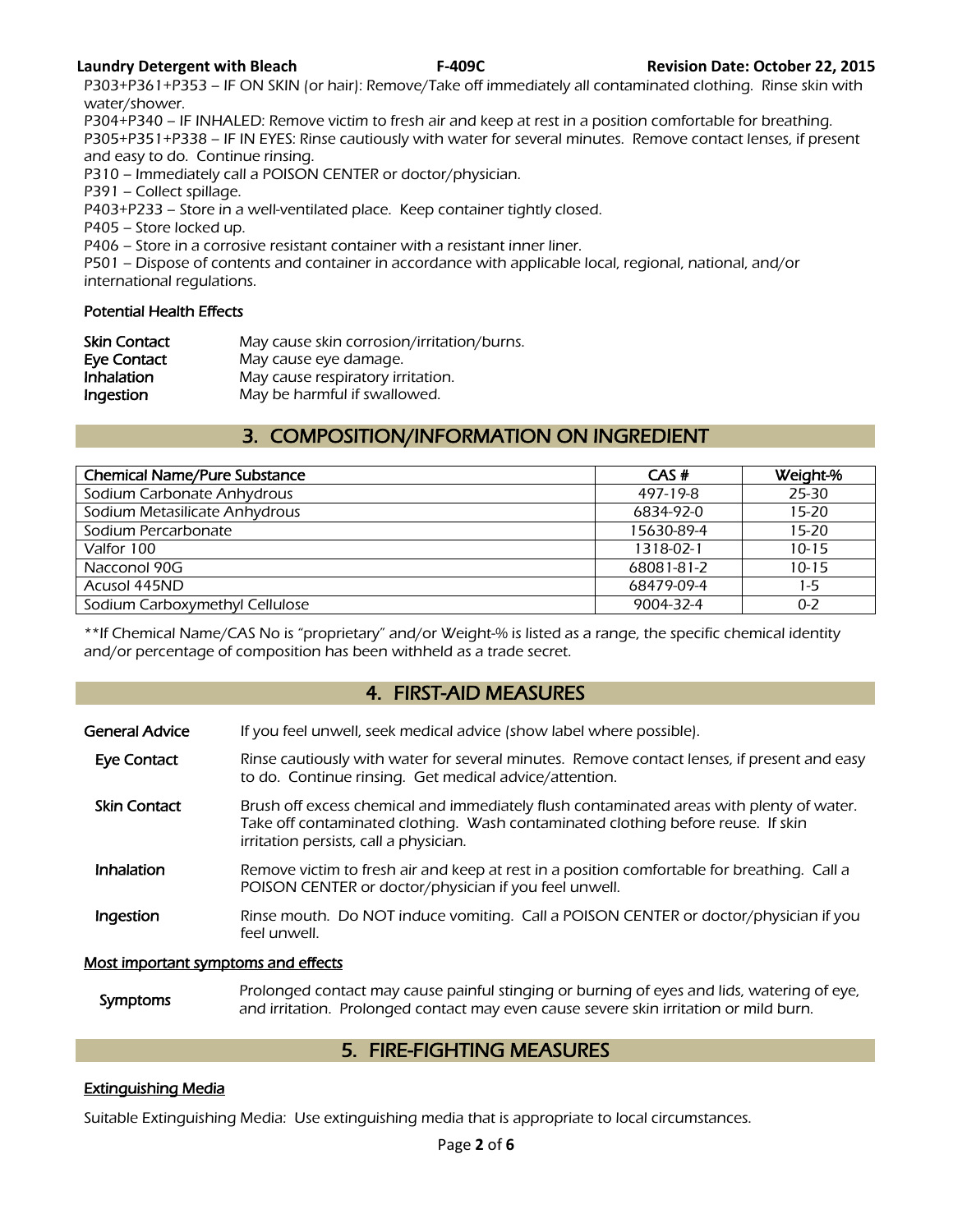P303+P361+P353 – IF ON SKIN (or hair): Remove/Take off immediately all contaminated clothing. Rinse skin with water/shower.
P304+P340 – IF INHALED: Remove victim to fresh air and keep at rest in a position comfortable for breathing.
P305+P351+P338 – IF IN EYES: Rinse cautiously with water for several minutes. Remove contact lenses, if present and easy to do. Continue rinsing.
P310 – Immediately call a POISON CENTER or doctor/physician.
P391 – Collect spillage.
P403+P233 – Store in a well-ventilated place. Keep container tightly closed.
P405 – Store locked up.
P406 – Store in a corrosive resistant container with a resistant inner liner.
P501 – Dispose of contents and container in accordance with applicable local, regional, national, and/or international regulations.

**Potential Health Effects**

| | |
|---|---|
| **Skin Contact** | May cause skin corrosion/irritation/burns. |
| **Eye Contact** | May cause eye damage. |
| **Inhalation** | May cause respiratory irritation. |
| **Ingestion** | May be harmful if swallowed. |

## 3. COMPOSITION/INFORMATION ON INGREDIENT

| Chemical Name/Pure Substance | CAS # | Weight-% |
|---|---|---|
| Sodium Carbonate Anhydrous | 497-19-8 | 25-30 |
| Sodium Metasilicate Anhydrous | 6834-92-0 | 15-20 |
| Sodium Percarbonate | 15630-89-4 | 15-20 |
| Valfor 100 | 1318-02-1 | 10-15 |
| Nacconol 90G | 68081-81-2 | 10-15 |
| Acusol 445ND | 68479-09-4 | 1-5 |
| Sodium Carboxymethyl Cellulose | 9004-32-4 | 0-2 |

**If Chemical Name/CAS No is "proprietary" and/or Weight-% is listed as a range, the specific chemical identity and/or percentage of composition has been withheld as a trade secret.

## 4. FIRST-AID MEASURES

| | |
|---|---|
| **General Advice** | If you feel unwell, seek medical advice (show label where possible). |
| **Eye Contact** | Rinse cautiously with water for several minutes. Remove contact lenses, if present and easy to do. Continue rinsing. Get medical advice/attention. |
| **Skin Contact** | Brush off excess chemical and immediately flush contaminated areas with plenty of water. Take off contaminated clothing. Wash contaminated clothing before reuse. If skin irritation persists, call a physician. |
| **Inhalation** | Remove victim to fresh air and keep at rest in a position comfortable for breathing. Call a POISON CENTER or doctor/physician if you feel unwell. |
| **Ingestion** | Rinse mouth. Do NOT induce vomiting. Call a POISON CENTER or doctor/physician if you feel unwell. |

**Most important symptoms and effects**

| | |
|---|---|
| **Symptoms** | Prolonged contact may cause painful stinging or burning of eyes and lids, watering of eye, and irritation. Prolonged contact may even cause severe skin irritation or mild burn. |

## 5. FIRE-FIGHTING MEASURES

**Extinguishing Media**

Suitable Extinguishing Media: Use extinguishing media that is appropriate to local circumstances.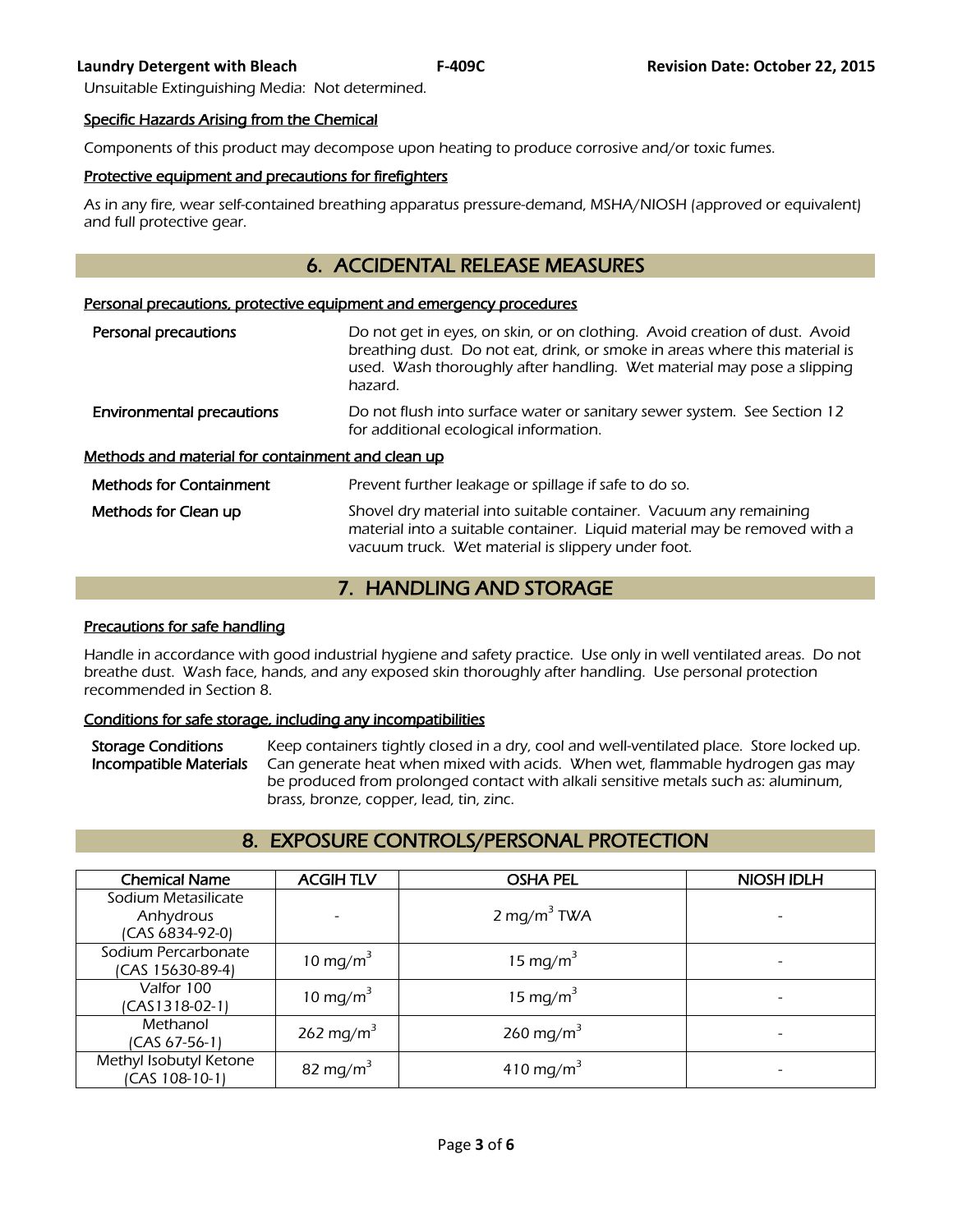Unsuitable Extinguishing Media: Not determined.

### Specific Hazards Arising from the Chemical

Components of this product may decompose upon heating to produce corrosive and/or toxic fumes.

### Protective equipment and precautions for firefighters

As in any fire, wear self-contained breathing apparatus pressure-demand, MSHA/NIOSH (approved or equivalent) and full protective gear.

## 6. ACCIDENTAL RELEASE MEASURES

### Personal precautions, protective equipment and emergency procedures

**Personal precautions** Do not get in eyes, on skin, or on clothing. Avoid creation of dust. Avoid breathing dust. Do not eat, drink, or smoke in areas where this material is used. Wash thoroughly after handling. Wet material may pose a slipping hazard.

**Environmental precautions** Do not flush into surface water or sanitary sewer system. See Section 12 for additional ecological information.

### Methods and material for containment and clean up

**Methods for Containment** Prevent further leakage or spillage if safe to do so.

**Methods for Clean up** Shovel dry material into suitable container. Vacuum any remaining material into a suitable container. Liquid material may be removed with a vacuum truck. Wet material is slippery under foot.

## 7. HANDLING AND STORAGE

### Precautions for safe handling

Handle in accordance with good industrial hygiene and safety practice. Use only in well ventilated areas. Do not breathe dust. Wash face, hands, and any exposed skin thoroughly after handling. Use personal protection recommended in Section 8.

### Conditions for safe storage, including any incompatibilities

**Storage Conditions** Keep containers tightly closed in a dry, cool and well-ventilated place. Store locked up.

**Incompatible Materials** Can generate heat when mixed with acids. When wet, flammable hydrogen gas may be produced from prolonged contact with alkali sensitive metals such as: aluminum, brass, bronze, copper, lead, tin, zinc.

## 8. EXPOSURE CONTROLS/PERSONAL PROTECTION

| Chemical Name | ACGIH TLV | OSHA PEL | NIOSH IDLH |
|---|---|---|---|
| Sodium Metasilicate Anhydrous (CAS 6834-92-0) | - | 2 mg/m$^3$ TWA | - |
| Sodium Percarbonate (CAS 15630-89-4) | 10 mg/m$^3$ | 15 mg/m$^3$ | - |
| Valfor 100 (CAS1318-02-1) | 10 mg/m$^3$ | 15 mg/m$^3$ | - |
| Methanol (CAS 67-56-1) | 262 mg/m$^3$ | 260 mg/m$^3$ | - |
| Methyl Isobutyl Ketone (CAS 108-10-1) | 82 mg/m$^3$ | 410 mg/m$^3$ | - |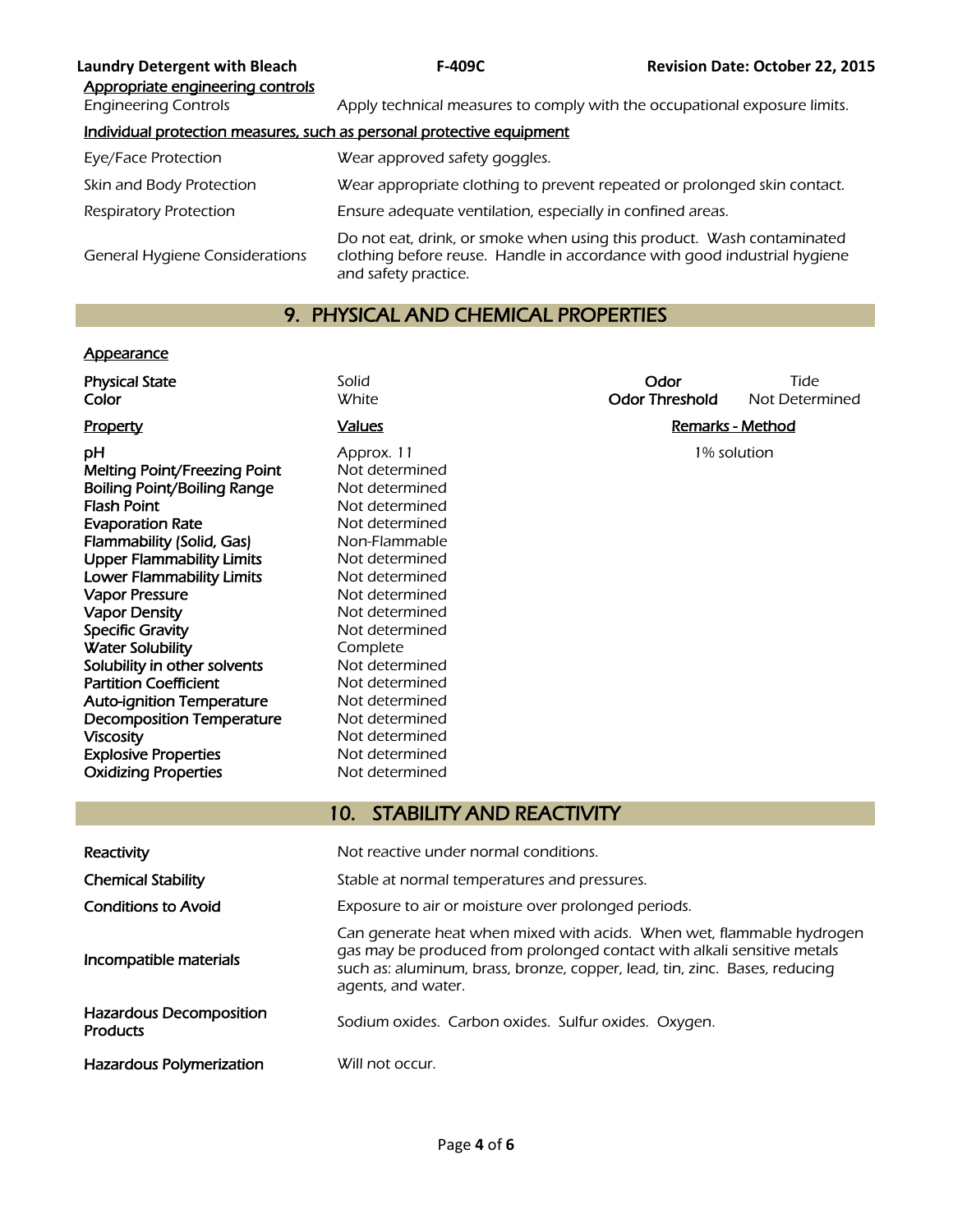Appropriate engineering controls

| | |
|---|---|
| Engineering Controls | Apply technical measures to comply with the occupational exposure limits. |

Individual protection measures, such as personal protective equipment

| | |
|---|---|
| Eye/Face Protection | Wear approved safety goggles. |
| Skin and Body Protection | Wear appropriate clothing to prevent repeated or prolonged skin contact. |
| Respiratory Protection | Ensure adequate ventilation, especially in confined areas. |
| General Hygiene Considerations | Do not eat, drink, or smoke when using this product. Wash contaminated clothing before reuse. Handle in accordance with good industrial hygiene and safety practice. |

## 9. PHYSICAL AND CHEMICAL PROPERTIES

Appearance

| | | | |
|---|---|---|---|
| **Physical State** | Solid | **Odor** | Tide |
| **Color** | White | **Odor Threshold** | Not Determined |

| Property | Values | Remarks - Method |
|---|---|---|
| **pH** | Approx. 11 | 1% solution |
| **Melting Point/Freezing Point** | Not determined | |
| **Boiling Point/Boiling Range** | Not determined | |
| **Flash Point** | Not determined | |
| **Evaporation Rate** | Not determined | |
| **Flammability (Solid, Gas)** | Non-Flammable | |
| **Upper Flammability Limits** | Not determined | |
| **Lower Flammability Limits** | Not determined | |
| **Vapor Pressure** | Not determined | |
| **Vapor Density** | Not determined | |
| **Specific Gravity** | Not determined | |
| **Water Solubility** | Complete | |
| **Solubility in other solvents** | Not determined | |
| **Partition Coefficient** | Not determined | |
| **Auto-ignition Temperature** | Not determined | |
| **Decomposition Temperature** | Not determined | |
| **Viscosity** | Not determined | |
| **Explosive Properties** | Not determined | |
| **Oxidizing Properties** | Not determined | |

## 10. STABILITY AND REACTIVITY

| | |
|---|---|
| **Reactivity** | Not reactive under normal conditions. |
| **Chemical Stability** | Stable at normal temperatures and pressures. |
| **Conditions to Avoid** | Exposure to air or moisture over prolonged periods. |
| **Incompatible materials** | Can generate heat when mixed with acids. When wet, flammable hydrogen gas may be produced from prolonged contact with alkali sensitive metals such as: aluminum, brass, bronze, copper, lead, tin, zinc. Bases, reducing agents, and water. |
| **Hazardous Decomposition Products** | Sodium oxides. Carbon oxides. Sulfur oxides. Oxygen. |
| **Hazardous Polymerization** | Will not occur. |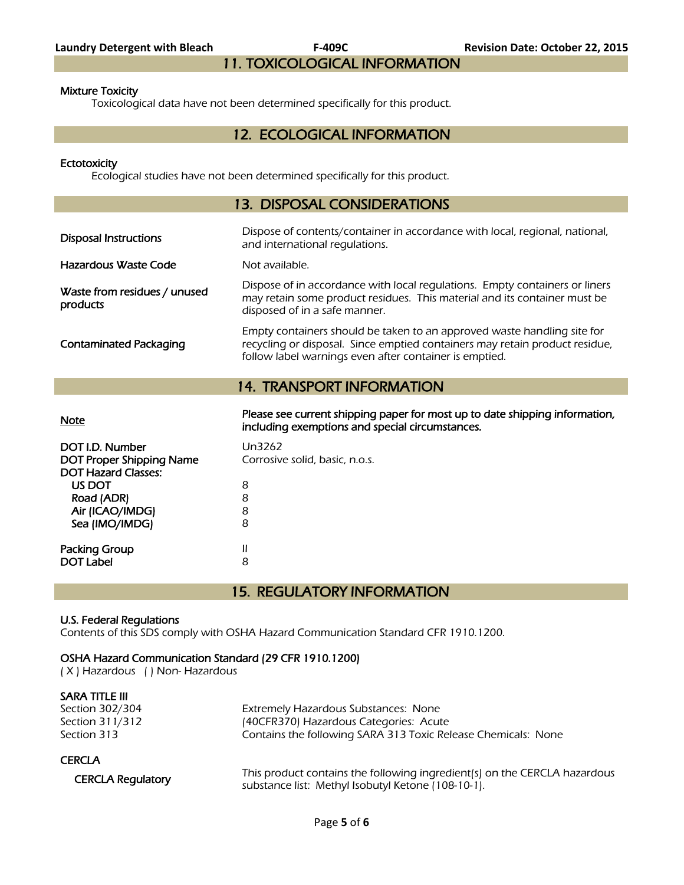## 11. TOXICOLOGICAL INFORMATION

**Mixture Toxicity**

Toxicological data have not been determined specifically for this product.

## 12. ECOLOGICAL INFORMATION

**Ectotoxicity**

Ecological studies have not been determined specifically for this product.

## 13. DISPOSAL CONSIDERATIONS

| | |
|---|---|
| **Disposal Instructions** | Dispose of contents/container in accordance with local, regional, national, and international regulations. |
| **Hazardous Waste Code** | Not available. |
| **Waste from residues / unused products** | Dispose of in accordance with local regulations. Empty containers or liners may retain some product residues. This material and its container must be disposed of in a safe manner. |
| **Contaminated Packaging** | Empty containers should be taken to an approved waste handling site for recycling or disposal. Since emptied containers may retain product residue, follow label warnings even after container is emptied. |

## 14. TRANSPORT INFORMATION

| | |
|---|---|
| **Note** | **Please see current shipping paper for most up to date shipping information, including exemptions and special circumstances.** |
| **DOT I.D. Number** | Un3262 |
| **DOT Proper Shipping Name** | Corrosive solid, basic, n.o.s. |
| **DOT Hazard Classes:** | |
| US DOT | 8 |
| Road (ADR) | 8 |
| Air (ICAO/IMDG) | 8 |
| Sea (IMO/IMDG) | 8 |
| **Packing Group** | II |
| **DOT Label** | 8 |

## 15. REGULATORY INFORMATION

**U.S. Federal Regulations**

Contents of this SDS comply with OSHA Hazard Communication Standard CFR 1910.1200.

**OSHA Hazard Communication Standard (29 CFR 1910.1200)**

( X ) Hazardous ( ) Non- Hazardous

**SARA TITLE III**

| | |
|---|---|
| Section 302/304 | Extremely Hazardous Substances: None |
| Section 311/312 | (40CFR370) Hazardous Categories: Acute |
| Section 313 | Contains the following SARA 313 Toxic Release Chemicals: None |

**CERCLA**

| | |
|---|---|
| **CERCLA Regulatory** | This product contains the following ingredient(s) on the CERCLA hazardous substance list: Methyl Isobutyl Ketone (108-10-1). |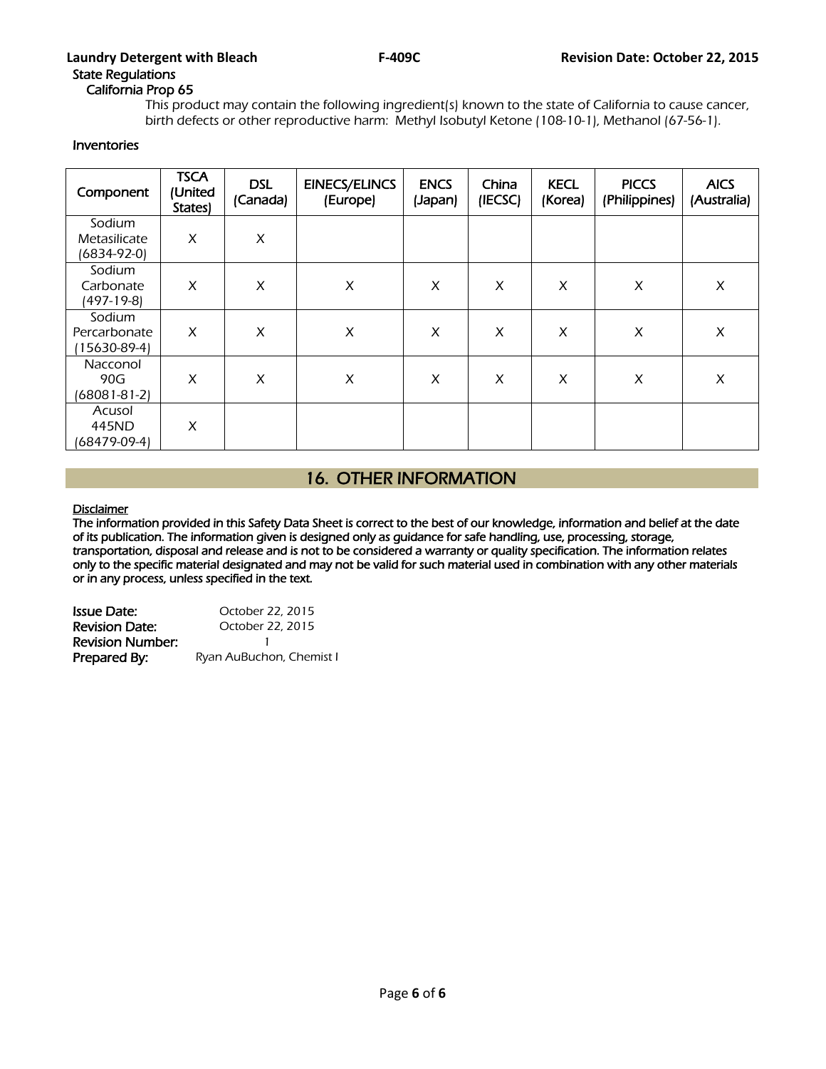### State Regulations

#### California Prop 65

This product may contain the following ingredient(s) known to the state of California to cause cancer, birth defects or other reproductive harm: Methyl Isobutyl Ketone (108-10-1), Methanol (67-56-1).

### Inventories

| Component | TSCA (United States) | DSL (Canada) | EINECS/ELINCS (Europe) | ENCS (Japan) | China (IECSC) | KECL (Korea) | PICCS (Philippines) | AICS (Australia) |
|---|---|---|---|---|---|---|---|---|
| Sodium Metasilicate (6834-92-0) | X | X | | | | | | |
| Sodium Carbonate (497-19-8) | X | X | X | X | X | X | X | X |
| Sodium Percarbonate (15630-89-4) | X | X | X | X | X | X | X | X |
| Nacconol 90G (68081-81-2) | X | X | X | X | X | X | X | X |
| Acusol 445ND (68479-09-4) | X | | | | | | | |

## 16. OTHER INFORMATION

Disclaimer

The information provided in this Safety Data Sheet is correct to the best of our knowledge, information and belief at the date of its publication. The information given is designed only as guidance for safe handling, use, processing, storage, transportation, disposal and release and is not to be considered a warranty or quality specification. The information relates only to the specific material designated and may not be valid for such material used in combination with any other materials or in any process, unless specified in the text.

**Issue Date:** October 22, 2015
**Revision Date:** October 22, 2015
**Revision Number:** 1
**Prepared By:** Ryan AuBuchon, Chemist I